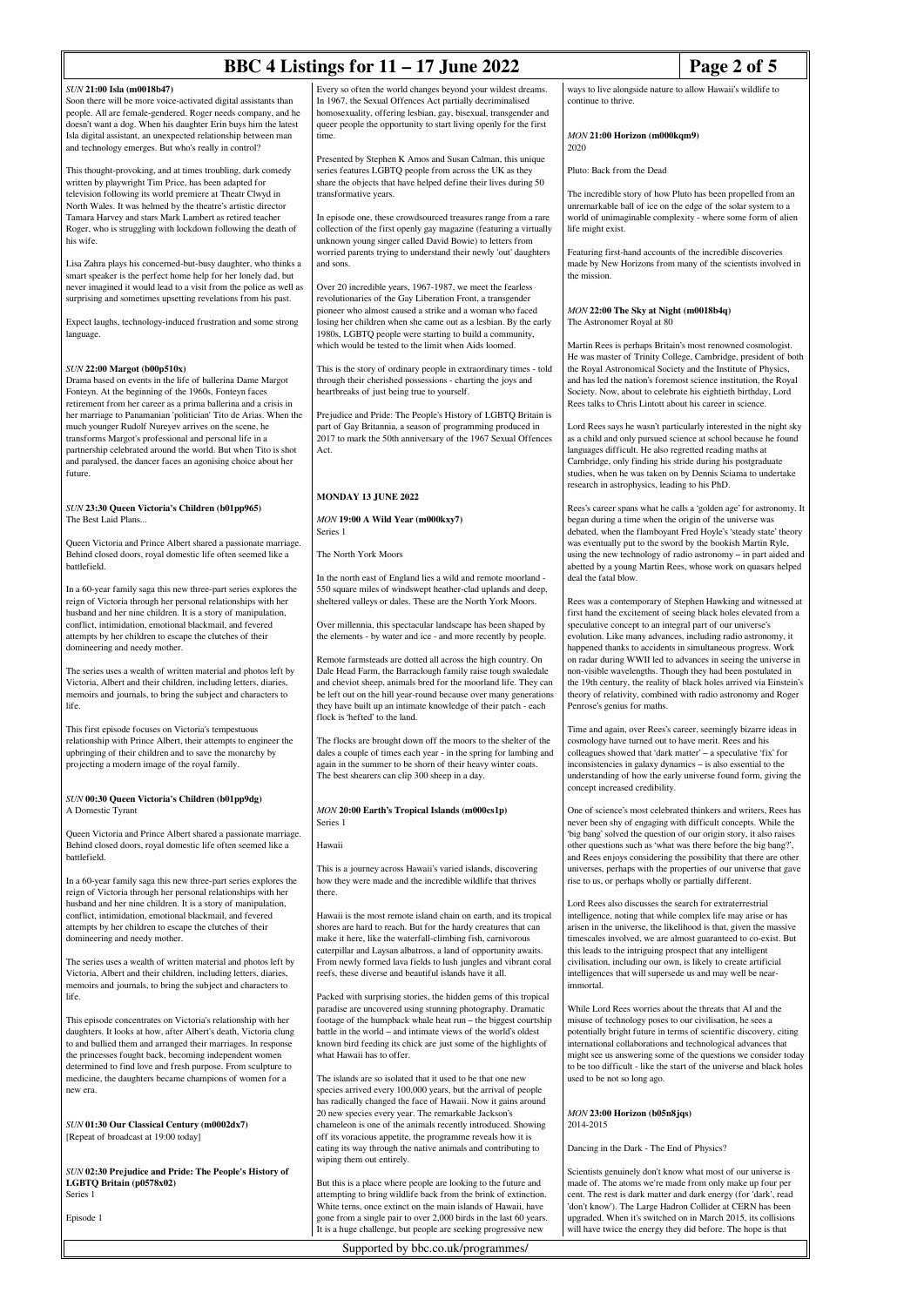### *SUN* **21:00 Isla (m0018b47)**

Soon there will be more voice-activated digital assistants than people. All are female-gendered. Roger needs company, and he doesn't want a dog. When his daughter Erin buys him the latest Isla digital assistant, an unexpected relationship between man and technology emerges. But who's really in control?

This thought-provoking, and at times troubling, dark comedy written by playwright Tim Price, has been adapted for television following its world premiere at Theatr Clwyd in North Wales. It was helmed by the theatre's artistic director Tamara Harvey and stars Mark Lambert as retired teacher Roger, who is struggling with lockdown following the death of his wife.

Lisa Zahra plays his concerned-but-busy daughter, who thinks a smart speaker is the perfect home help for her lonely dad, but never imagined it would lead to a visit from the police as well as surprising and sometimes upsetting revelations from his past.

Expect laughs, technology-induced frustration and some strong language.

### *SUN* **22:00 Margot (b00p510x)**

Drama based on events in the life of ballerina Dame Margot Fonteyn. At the beginning of the 1960s, Fonteyn faces retirement from her career as a prima ballerina and a crisis in her marriage to Panamanian 'politician' Tito de Arias. When the much younger Rudolf Nureyev arrives on the scene, he transforms Margot's professional and personal life in a partnership celebrated around the world. But when Tito is shot and paralysed, the dancer faces an agonising choice about her future.

### *SUN* **23:30 Queen Victoria's Children (b01pp965)**

The Best Laid Plans...

Queen Victoria and Prince Albert shared a passionate marriage. Behind closed doors, royal domestic life often seemed like a battlefield.

In a 60-year family saga this new three-part series explores the reign of Victoria through her personal relationships with her husband and her nine children. It is a story of manipulation, conflict, intimidation, emotional blackmail, and fevered attempts by her children to escape the clutches of their domineering and needy mother.

The series uses a wealth of written material and photos left by Victoria, Albert and their children, including letters, diaries, memoirs and journals, to bring the subject and characters to life.

This first episode focuses on Victoria's tempestuous relationship with Prince Albert, their attempts to engineer the upbringing of their children and to save the monarchy by projecting a modern image of the royal family.

### *SUN* **00:30 Queen Victoria's Children (b01pp9dg)**

A Domestic Tyrant

Queen Victoria and Prince Albert shared a passionate marriage. Behind closed doors, royal domestic life often seemed like a battlefield.

In a 60-year family saga this new three-part series explores the reign of Victoria through her personal relationships with her husband and her nine children. It is a story of manipulation, conflict, intimidation, emotional blackmail, and fevered attempts by her children to escape the clutches of their domineering and needy mother.

The series uses a wealth of written material and photos left by Victoria, Albert and their children, including letters, diaries, memoirs and journals, to bring the subject and characters to life.

This episode concentrates on Victoria's relationship with her daughters. It looks at how, after Albert's death, Victoria clung to and bullied them and arranged their marriages. In response the princesses fought back, becoming independent women determined to find love and fresh purpose. From sculpture to medicine, the daughters became champions of women for a new era.

### *SUN* **01:30 Our Classical Century (m0002dx7)**

[Repeat of broadcast at 19:00 today]

### *SUN* **02:30 Prejudice and Pride: The People's History of LGBTQ Britain (p0578x02)**

Series 1

Episode 1

Every so often the world changes beyond your wildest dreams. In 1967, the Sexual Offences Act partially decriminalised homosexuality, offering lesbian, gay, bisexual, transgender and queer people the opportunity to start living openly for the first time.

Presented by Stephen K Amos and Susan Calman, this unique series features LGBTQ people from across the UK as they share the objects that have helped define their lives during 50 transformative years.

In episode one, these crowdsourced treasures range from a rare collection of the first openly gay magazine (featuring a virtually unknown young singer called David Bowie) to letters from worried parents trying to understand their newly 'out' daughters and sons.

Over 20 incredible years, 1967-1987, we meet the fearless revolutionaries of the Gay Liberation Front, a transgender pioneer who almost caused a strike and a woman who faced losing her children when she came out as a lesbian. By the early 1980s, LGBTQ people were starting to build a community, which would be tested to the limit when Aids loomed.

This is the story of ordinary people in extraordinary times - told through their cherished possessions - charting the joys and heartbreaks of just being true to yourself.

Prejudice and Pride: The People's History of LGBTQ Britain is part of Gay Britannia, a season of programming produced in 2017 to mark the 50th anniversary of the 1967 Sexual Offences Act.

## MONDAY 13 JUNE 2022

### *MON* **19:00 A Wild Year (m000kxy7)**

Series 1

The North York Moors

In the north east of England lies a wild and remote moorland - 550 square miles of windswept heather-clad uplands and deep, sheltered valleys or dales. These are the North York Moors.

Over millennia, this spectacular landscape has been shaped by the elements - by water and ice - and more recently by people.

Remote farmsteads are dotted all across the high country. On Dale Head Farm, the Barraclough family raise tough swaledale and cheviot sheep, animals bred for the moorland life. They can be left out on the hill year-round because over many generations they have built up an intimate knowledge of their patch - each flock is 'hefted' to the land.

The flocks are brought down off the moors to the shelter of the dales a couple of times each year - in the spring for lambing and again in the summer to be shorn of their heavy winter coats. The best shearers can clip 300 sheep in a day.

### *MON* **20:00 Earth's Tropical Islands (m000cs1p)**

Series 1

Hawaii

This is a journey across Hawaii's varied islands, discovering how they were made and the incredible wildlife that thrives there.

Hawaii is the most remote island chain on earth, and its tropical shores are hard to reach. But for the hardy creatures that can make it here, like the waterfall-climbing fish, carnivorous caterpillar and Laysan albatross, a land of opportunity awaits. From newly formed lava fields to lush jungles and vibrant coral reefs, these diverse and beautiful islands have it all.

Packed with surprising stories, the hidden gems of this tropical paradise are uncovered using stunning photography. Dramatic footage of the humpback whale heat run – the biggest courtship battle in the world – and intimate views of the world's oldest known bird feeding its chick are just some of the highlights of what Hawaii has to offer.

The islands are so isolated that it used to be that one new species arrived every 100,000 years, but the arrival of people has radically changed the face of Hawaii. Now it gains around 20 new species every year. The remarkable Jackson's chameleon is one of the animals recently introduced. Showing off its voracious appetite, the programme reveals how it is eating its way through the native animals and contributing to wiping them out entirely.

But this is a place where people are looking to the future and attempting to bring wildlife back from the brink of extinction. White terns, once extinct on the main islands of Hawaii, have gone from a single pair to over 2,000 birds in the last 60 years. It is a huge challenge, but people are seeking progressive new ways to live alongside nature to allow Hawaii's wildlife to continue to thrive.

### *MON* **21:00 Horizon (m000kqm9)**

2020

Pluto: Back from the Dead

The incredible story of how Pluto has been propelled from an unremarkable ball of ice on the edge of the solar system to a world of unimaginable complexity - where some form of alien life might exist.

Featuring first-hand accounts of the incredible discoveries made by New Horizons from many of the scientists involved in the mission.

### *MON* **22:00 The Sky at Night (m0018b4q)**

The Astronomer Royal at 80

Martin Rees is perhaps Britain's most renowned cosmologist. He was master of Trinity College, Cambridge, president of both the Royal Astronomical Society and the Institute of Physics, and has led the nation's foremost science institution, the Royal Society. Now, about to celebrate his eightieth birthday, Lord Rees talks to Chris Lintott about his career in science.

Lord Rees says he wasn't particularly interested in the night sky as a child and only pursued science at school because he found languages difficult. He also regretted reading maths at Cambridge, only finding his stride during his postgraduate studies, when he was taken on by Dennis Sciama to undertake research in astrophysics, leading to his PhD.

Rees's career spans what he calls a 'golden age' for astronomy. It began during a time when the origin of the universe was debated, when the flamboyant Fred Hoyle's 'steady state' theory was eventually put to the sword by the bookish Martin Ryle, using the new technology of radio astronomy – in part aided and abetted by a young Martin Rees, whose work on quasars helped deal the fatal blow.

Rees was a contemporary of Stephen Hawking and witnessed at first hand the excitement of seeing black holes elevated from a speculative concept to an integral part of our universe's evolution. Like many advances, including radio astronomy, it happened thanks to accidents in simultaneous progress. Work on radar during WWII led to advances in seeing the universe in non-visible wavelengths. Though they had been postulated in the 19th century, the reality of black holes arrived via Einstein's theory of relativity, combined with radio astronomy and Roger Penrose's genius for maths.

Time and again, over Rees's career, seemingly bizarre ideas in cosmology have turned out to have merit. Rees and his colleagues showed that 'dark matter' – a speculative 'fix' for inconsistencies in galaxy dynamics – is also essential to the understanding of how the early universe found form, giving the concept increased credibility.

One of science's most celebrated thinkers and writers, Rees has never been shy of engaging with difficult concepts. While the 'big bang' solved the question of our origin story, it also raises other questions such as 'what was there before the big bang?', and Rees enjoys considering the possibility that there are other universes, perhaps with the properties of our universe that gave rise to us, or perhaps wholly or partially different.

Lord Rees also discusses the search for extraterrestrial intelligence, noting that while complex life may arise or has arisen in the universe, the likelihood is that, given the massive timescales involved, we are almost guaranteed to co-exist. But this leads to the intriguing prospect that any intelligent civilisation, including our own, is likely to create artificial intelligences that will supersede us and may well be near-immortal.

While Lord Rees worries about the threats that AI and the misuse of technology poses to our civilisation, he sees a potentially bright future in terms of scientific discovery, citing international collaborations and technological advances that might see us answering some of the questions we consider today to be too difficult - like the start of the universe and black holes used to be not so long ago.

### *MON* **23:00 Horizon (b05n8jqs)**

2014-2015

Dancing in the Dark - The End of Physics?

Scientists genuinely don't know what most of our universe is made of. The atoms we're made from only make up four per cent. The rest is dark matter and dark energy (for 'dark', read 'don't know'). The Large Hadron Collider at CERN has been upgraded. When it's switched on in March 2015, its collisions will have twice the energy they did before. The hope is that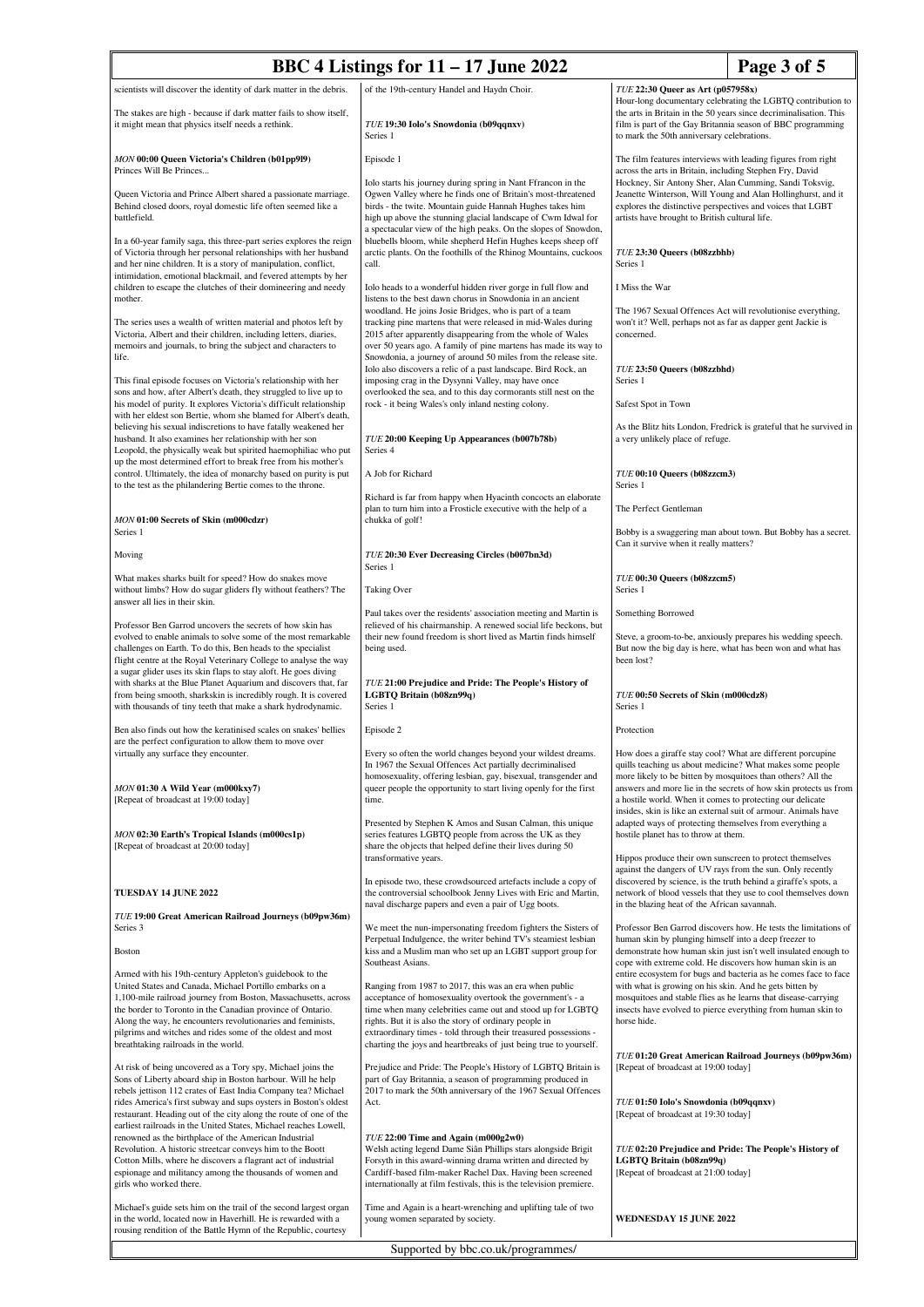scientists will discover the identity of dark matter in the debris.

The stakes are high - because if dark matter fails to show itself, it might mean that physics itself needs a rethink.

*MON* **00:00 Queen Victoria's Children (b01pp9l9)**
Princes Will Be Princes...

Queen Victoria and Prince Albert shared a passionate marriage. Behind closed doors, royal domestic life often seemed like a battlefield.

In a 60-year family saga, this three-part series explores the reign of Victoria through her personal relationships with her husband and her nine children. It is a story of manipulation, conflict, intimidation, emotional blackmail, and fevered attempts by her children to escape the clutches of their domineering and needy mother.

The series uses a wealth of written material and photos left by Victoria, Albert and their children, including letters, diaries, memoirs and journals, to bring the subject and characters to life.

This final episode focuses on Victoria's relationship with her sons and how, after Albert's death, they struggled to live up to his model of purity. It explores Victoria's difficult relationship with her eldest son Bertie, whom she blamed for Albert's death, believing his sexual indiscretions to have fatally weakened her husband. It also examines her relationship with her son Leopold, the physically weak but spirited haemophiliac who put up the most determined effort to break free from his mother's control. Ultimately, the idea of monarchy based on purity is put to the test as the philandering Bertie comes to the throne.

*MON* **01:00 Secrets of Skin (m000cdzr)**
Series 1

Moving

What makes sharks built for speed? How do snakes move without limbs? How do sugar gliders fly without feathers? The answer all lies in their skin.

Professor Ben Garrod uncovers the secrets of how skin has evolved to enable animals to solve some of the most remarkable challenges on Earth. To do this, Ben heads to the specialist flight centre at the Royal Veterinary College to analyse the way a sugar glider uses its skin flaps to stay aloft. He goes diving with sharks at the Blue Planet Aquarium and discovers that, far from being smooth, sharkskin is incredibly rough. It is covered with thousands of tiny teeth that make a shark hydrodynamic.

Ben also finds out how the keratinised scales on snakes' bellies are the perfect configuration to allow them to move over virtually any surface they encounter.

*MON* **01:30 A Wild Year (m000kxy7)**
[Repeat of broadcast at 19:00 today]

*MON* **02:30 Earth's Tropical Islands (m000cs1p)**
[Repeat of broadcast at 20:00 today]

**TUESDAY 14 JUNE 2022**

*TUE* **19:00 Great American Railroad Journeys (b09pw36m)**
Series 3

Boston

Armed with his 19th-century Appleton's guidebook to the United States and Canada, Michael Portillo embarks on a 1,100-mile railroad journey from Boston, Massachusetts, across the border to Toronto in the Canadian province of Ontario. Along the way, he encounters revolutionaries and feminists, pilgrims and witches and rides some of the oldest and most breathtaking railroads in the world.

At risk of being uncovered as a Tory spy, Michael joins the Sons of Liberty aboard ship in Boston harbour. Will he help rebels jettison 112 crates of East India Company tea? Michael rides America's first subway and sups oysters in Boston's oldest restaurant. Heading out of the city along the route of one of the earliest railroads in the United States, Michael reaches Lowell, renowned as the birthplace of the American Industrial Revolution. A historic streetcar conveys him to the Boott Cotton Mills, where he discovers a flagrant act of industrial espionage and militancy among the thousands of women and girls who worked there.

Michael's guide sets him on the trail of the second largest organ in the world, located now in Haverhill. He is rewarded with a rousing rendition of the Battle Hymn of the Republic, courtesy of the 19th-century Handel and Haydn Choir.

*TUE* **19:30 Iolo's Snowdonia (b09qqnxv)**
Series 1

Episode 1

Iolo starts his journey during spring in Nant Ffrancon in the Ogwen Valley where he finds one of Britain's most-threatened birds - the twite. Mountain guide Hannah Hughes takes him high up above the stunning glacial landscape of Cwm Idwal for a spectacular view of the high peaks. On the slopes of Snowdon, bluebells bloom, while shepherd Hefin Hughes keeps sheep off arctic plants. On the foothills of the Rhinog Mountains, cuckoos call.

Iolo heads to a wonderful hidden river gorge in full flow and listens to the best dawn chorus in Snowdonia in an ancient woodland. He joins Josie Bridges, who is part of a team tracking pine martens that were released in mid-Wales during 2015 after apparently disappearing from the whole of Wales over 50 years ago. A family of pine martens has made its way to Snowdonia, a journey of around 50 miles from the release site. Iolo also discovers a relic of a past landscape. Bird Rock, an imposing crag in the Dysynni Valley, may have once overlooked the sea, and to this day cormorants still nest on the rock - it being Wales's only inland nesting colony.

*TUE* **20:00 Keeping Up Appearances (b007b78b)**
Series 4

A Job for Richard

Richard is far from happy when Hyacinth concocts an elaborate plan to turn him into a Frosticle executive with the help of a chukka of golf!

*TUE* **20:30 Ever Decreasing Circles (b007bn3d)**
Series 1

Taking Over

Paul takes over the residents' association meeting and Martin is relieved of his chairmanship. A renewed social life beckons, but their new found freedom is short lived as Martin finds himself being used.

*TUE* **21:00 Prejudice and Pride: The People's History of LGBTQ Britain (b08zn99q)**
Series 1

Episode 2

Every so often the world changes beyond your wildest dreams. In 1967 the Sexual Offences Act partially decriminalised homosexuality, offering lesbian, gay, bisexual, transgender and queer people the opportunity to start living openly for the first time.

Presented by Stephen K Amos and Susan Calman, this unique series features LGBTQ people from across the UK as they share the objects that helped define their lives during 50 transformative years.

In episode two, these crowdsourced artefacts include a copy of the controversial schoolbook Jenny Lives with Eric and Martin, naval discharge papers and even a pair of Ugg boots.

We meet the nun-impersonating freedom fighters the Sisters of Perpetual Indulgence, the writer behind TV's steamiest lesbian kiss and a Muslim man who set up an LGBT support group for Southeast Asians.

Ranging from 1987 to 2017, this was an era when public acceptance of homosexuality overtook the government's - a time when many celebrities came out and stood up for LGBTQ rights. But it is also the story of ordinary people in extraordinary times - told through their treasured possessions - charting the joys and heartbreaks of just being true to yourself.

Prejudice and Pride: The People's History of LGBTQ Britain is part of Gay Britannia, a season of programming produced in 2017 to mark the 50th anniversary of the 1967 Sexual Offences Act.

*TUE* **22:00 Time and Again (m000g2w0)**
Welsh acting legend Dame Siân Phillips stars alongside Brigit Forsyth in this award-winning drama written and directed by Cardiff-based film-maker Rachel Dax. Having been screened internationally at film festivals, this is the television premiere.

Time and Again is a heart-wrenching and uplifting tale of two young women separated by society.

*TUE* **22:30 Queer as Art (p057958x)**
Hour-long documentary celebrating the LGBTQ contribution to the arts in Britain in the 50 years since decriminalisation. This film is part of the Gay Britannia season of BBC programming to mark the 50th anniversary celebrations.

The film features interviews with leading figures from right across the arts in Britain, including Stephen Fry, David Hockney, Sir Antony Sher, Alan Cumming, Sandi Toksvig, Jeanette Winterson, Will Young and Alan Hollinghurst, and it explores the distinctive perspectives and voices that LGBT artists have brought to British cultural life.

*TUE* **23:30 Queers (b08zzbhb)**
Series 1

I Miss the War

The 1967 Sexual Offences Act will revolutionise everything, won't it? Well, perhaps not as far as dapper gent Jackie is concerned.

*TUE* **23:50 Queers (b08zzbhd)**
Series 1

Safest Spot in Town

As the Blitz hits London, Fredrick is grateful that he survived in a very unlikely place of refuge.

*TUE* **00:10 Queers (b08zzcm3)**
Series 1

The Perfect Gentleman

Bobby is a swaggering man about town. But Bobby has a secret. Can it survive when it really matters?

*TUE* **00:30 Queers (b08zzcm5)**
Series 1

Something Borrowed

Steve, a groom-to-be, anxiously prepares his wedding speech. But now the big day is here, what has been won and what has been lost?

*TUE* **00:50 Secrets of Skin (m000cdz8)**
Series 1

Protection

How does a giraffe stay cool? What are different porcupine quills teaching us about medicine? What makes some people more likely to be bitten by mosquitoes than others? All the answers and more lie in the secrets of how skin protects us from a hostile world. When it comes to protecting our delicate insides, skin is like an external suit of armour. Animals have adapted ways of protecting themselves from everything a hostile planet has to throw at them.

Hippos produce their own sunscreen to protect themselves against the dangers of UV rays from the sun. Only recently discovered by science, is the truth behind a giraffe's spots, a network of blood vessels that they use to cool themselves down in the blazing heat of the African savannah.

Professor Ben Garrod discovers how. He tests the limitations of human skin by plunging himself into a deep freezer to demonstrate how human skin just isn't well insulated enough to cope with extreme cold. He discovers how human skin is an entire ecosystem for bugs and bacteria as he comes face to face with what is growing on his skin. And he gets bitten by mosquitoes and stable flies as he learns that disease-carrying insects have evolved to pierce everything from human skin to horse hide.

*TUE* **01:20 Great American Railroad Journeys (b09pw36m)**
[Repeat of broadcast at 19:00 today]

*TUE* **01:50 Iolo's Snowdonia (b09qqnxv)**
[Repeat of broadcast at 19:30 today]

*TUE* **02:20 Prejudice and Pride: The People's History of LGBTQ Britain (b08zn99q)**
[Repeat of broadcast at 21:00 today]

**WEDNESDAY 15 JUNE 2022**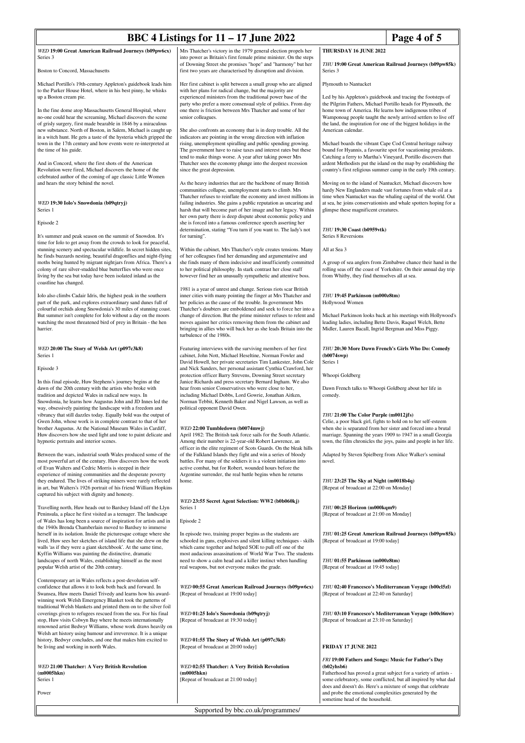*WED* **19:00 Great American Railroad Journeys (b09pw6cx)**
Series 3

Boston to Concord, Massachusetts

Michael Portillo's 19th-century Appleton's guidebook leads him to the Parker House Hotel, where in his best pinny, he whisks up a Boston cream pie.

In the fine dome atop Massachusetts General Hospital, where no-one could hear the screaming, Michael discovers the scene of grisly surgery, first made bearable in 1846 by a miraculous new substance. North of Boston, in Salem, Michael is caught up in a witch hunt. He gets a taste of the hysteria which gripped the town in the 17th century and how events were re-interpreted at the time of his guide.

And in Concord, where the first shots of the American Revolution were fired, Michael discovers the home of the celebrated author of the coming of age classic Little Women and hears the story behind the novel.

*WED* **19:30 Iolo's Snowdonia (b09qtryj)**
Series 1

Episode 2

It's summer and peak season on the summit of Snowdon. It's time for Iolo to get away from the crowds to look for peaceful, stunning scenery and spectacular wildlife. In secret hidden sites, he finds buzzards nesting, beautiful dragonflies and night-flying moths being hunted by migrant nightjars from Africa. There's a colony of rare silver-studded blue butterflies who were once living by the sea but today have been isolated inland as the coastline has changed.

Iolo also climbs Cadair Idris, the highest peak in the southern part of the park, and explores extraordinary sand dunes full of colourful orchids along Snowdonia's 30 miles of stunning coast. But summer isn't complete for Iolo without a day on the moors watching the most threatened bird of prey in Britain - the hen harrier.

*WED* **20:00 The Story of Welsh Art (p097c3k8)**
Series 1

Episode 3

In this final episode, Huw Stephens's journey begins at the dawn of the 20th century with the artists who broke with tradition and depicted Wales in radical new ways. In Snowdonia, he learns how Augustus John and JD Innes led the way, obsessively painting the landscape with a freedom and vibrancy that still dazzles today. Equally bold was the output of Gwen John, whose work is in complete contrast to that of her brother Augustus. At the National Museum Wales in Cardiff, Huw discovers how she used light and tone to paint delicate and hypnotic portraits and interior scenes.

Between the wars, industrial south Wales produced some of the most powerful art of the century. Huw discovers how the work of Evan Walters and Cedric Morris is steeped in their experience of mining communities and the desperate poverty they endured. The lives of striking miners were rarely reflected in art, but Walters's 1926 portrait of his friend William Hopkins captured his subject with dignity and honesty.

Travelling north, Huw heads out to Bardsey Island off the Llyn Peninsula, a place he first visited as a teenager. The landscape of Wales has long been a source of inspiration for artists and in the 1940s Brenda Chamberlain moved to Bardsey to immerse herself in its isolation. Inside the picturesque cottage where she lived, Huw sees her sketches of island life that she drew on the walls 'as if they were a giant sketchbook'. At the same time, Kyffin Williams was painting the distinctive, dramatic landscapes of north Wales, establishing himself as the most popular Welsh artist of the 20th century.

Contemporary art in Wales reflects a post-devolution self-confidence that allows it to look both back and forward. In Swansea, Huw meets Daniel Trivedy and learns how his award-winning work Welsh Emergency Blanket took the patterns of traditional Welsh blankets and printed them on to the silver foil coverings given to refugees rescued from the sea. For his final stop, Huw visits Colwyn Bay where he meets internationally renowned artist Bedwyr Williams, whose work draws heavily on Welsh art history using humour and irreverence. It is a unique history, Bedwyr concludes, and one that makes him excited to be living and working in north Wales.

*WED* **21:00 Thatcher: A Very British Revolution (m0005hkn)**
Series 1

Power

Mrs Thatcher's victory in the 1979 general election propels her into power as Britain's first female prime minister. On the steps of Downing Street she promises "hope" and "harmony" but her first two years are characterised by disruption and division.

Her first cabinet is split between a small group who are aligned with her plans for radical change, but the majority are experienced ministers from the traditional power base of the party who prefer a more consensual style of politics. From day one there is friction between Mrs Thatcher and some of her senior colleagues.

She also confronts an economy that is in deep trouble. All the indicators are pointing in the wrong direction with inflation rising, unemployment spiralling and public spending growing. The government have to raise taxes and interest rates but these tend to make things worse. A year after taking power Mrs Thatcher sees the economy plunge into the deepest recession since the great depression.

As the heavy industries that are the backbone of many British communities collapse, unemployment starts to climb. Mrs Thatcher refuses to reinflate the economy and invest millions in failing industries. She gains a public reputation as uncaring and harsh that will become part of her image and her legacy. Within her own party there is deep dispute about economic policy and she is forced into a famous conference speech asserting her determination, stating "You turn if you want to. The lady's not for turning".

Within the cabinet, Mrs Thatcher's style creates tensions. Many of her colleagues find her demanding and argumentative and she finds many of them indecisive and insufficiently committed to her political philosophy. In stark contrast her close staff however find her an unusually sympathetic and attentive boss.

1981 is a year of unrest and change. Serious riots scar British inner cities with many pointing the finger at Mrs Thatcher and her policies as the cause of the trouble. In government Mrs Thatcher's doubters are emboldened and seek to force her into a change of direction. But the prime minister refuses to relent and moves against her critics removing them from the cabinet and bringing in allies who will back her as she leads Britain into the turbulence of the 1980s.

Featuring interviews with the surviving members of her first cabinet, John Nott, Michael Heseltine, Norman Fowler and David Howell, her private secretaries Tim Lankester, John Cole and Nick Sanders, her personal assistant Cynthia Crawford, her protection officer Barry Strevens, Downing Street secretary Janice Richards and press secretary Bernard Ingham. We also hear from senior Conservatives who were close to her, including Michael Dobbs, Lord Gowrie, Jonathan Aitken, Norman Tebbit, Kenneth Baker and Nigel Lawson, as well as political opponent David Owen.

*WED* **22:00 Tumbledown (b0074mwj)**
April 1982: The British task force sails for the South Atlantic. Among their number is 22-year-old Robert Lawrence, an officer in the elite regiment of Scots Guards. On the bleak hills of the Falkland Islands they fight and win a series of bloody battles. For many of the soldiers it is a violent initiation into active combat, but for Robert, wounded hours before the Argentine surrender, the real battle begins when he returns home.

*WED* **23:55 Secret Agent Selection: WW2 (b0b060kj)**
Series 1

Episode 2

In episode two, training proper begins as the students are schooled in guns, explosives and silent killing techniques - skills which came together and helped SOE to pull off one of the most audacious assassinations of World War Two. The students need to show a calm head and a killer instinct when handling real weapons, but not everyone makes the grade.

*WED* **00:55 Great American Railroad Journeys (b09pw6cx)**
[Repeat of broadcast at 19:00 today]

*WED* **01:25 Iolo's Snowdonia (b09qtryj)**
[Repeat of broadcast at 19:30 today]

*WED* **01:55 The Story of Welsh Art (p097c3k8)**
[Repeat of broadcast at 20:00 today]

*WED* **02:55 Thatcher: A Very British Revolution (m0005hkn)**
[Repeat of broadcast at 21:00 today]

## THURSDAY 16 JUNE 2022

*THU* **19:00 Great American Railroad Journeys (b09pw85k)**
Series 3

Plymouth to Nantucket

Led by his Appleton's guidebook and tracing the footsteps of the Pilgrim Fathers, Michael Portillo heads for Plymouth, the home town of America. He learns how indigenous tribes of Wamponoag people taught the newly arrived settlers to live off the land, the inspiration for one of the biggest holidays in the American calendar.

Michael boards the vibrant Cape Cod Central heritage railway bound for Hyannis, a favourite spot for vacationing presidents. Catching a ferry to Martha's Vineyard, Portillo discovers that ardent Methodists put the island on the map by establishing the country's first religious summer camp in the early 19th century.

Moving on to the island of Nantucket, Michael discovers how hardy New Englanders made vast fortunes from whale oil at a time when Nantucket was the whaling capital of the world. Out at sea, he joins conservationists and whale spotters hoping for a glimpse these magnificent creatures.

*THU* **19:30 Coast (b0959vtk)**
Series 8 Reversions

All at Sea 3

A group of sea anglers from Zimbabwe chance their hand in the rolling seas off the coast of Yorkshire. On their annual day trip from Whitby, they find themselves all at sea.

*THU* **19:45 Parkinson (m000z8tm)**
Hollywood Women

Michael Parkinson looks back at his meetings with Hollywood's leading ladies, including Bette Davis, Raquel Welch, Bette Midler, Lauren Bacall, Ingrid Bergman and Miss Piggy.

*THU* **20:30 More Dawn French's Girls Who Do: Comedy (b0074swp)**
Series 1

Whoopi Goldberg

Dawn French talks to Whoopi Goldberg about her life in comedy.

*THU* **21:00 The Color Purple (m0012jfs)**
Celie, a poor black girl, fights to hold on to her self-esteem when she is separated from her sister and forced into a brutal marriage. Spanning the years 1909 to 1947 in a small Georgia town, the film chronicles the joys, pains and people in her life.

Adapted by Steven Spielberg from Alice Walker's seminal novel.

*THU* **23:25 The Sky at Night (m0018b4q)**
[Repeat of broadcast at 22:00 on Monday]

*THU* **00:25 Horizon (m000kqm9)**
[Repeat of broadcast at 21:00 on Monday]

*THU* **01:25 Great American Railroad Journeys (b09pw85k)**
[Repeat of broadcast at 19:00 today]

*THU* **01:55 Parkinson (m000z8tm)**
[Repeat of broadcast at 19:45 today]

*THU* **02:40 Francesco's Mediterranean Voyage (b00cl5zl)**
[Repeat of broadcast at 22:40 on Saturday]

*THU* **03:10 Francesco's Mediterranean Voyage (b00cl6nw)**
[Repeat of broadcast at 23:10 on Saturday]

## FRIDAY 17 JUNE 2022

*FRI* **19:00 Fathers and Songs: Music for Father's Day (b02yhsb6)**
Fatherhood has proved a great subject for a variety of artists - some celebratory, some conflicted, but all inspired by what dad does and doesn't do. Here's a mixture of songs that celebrate and probe the emotional complexities generated by the sometime head of the household.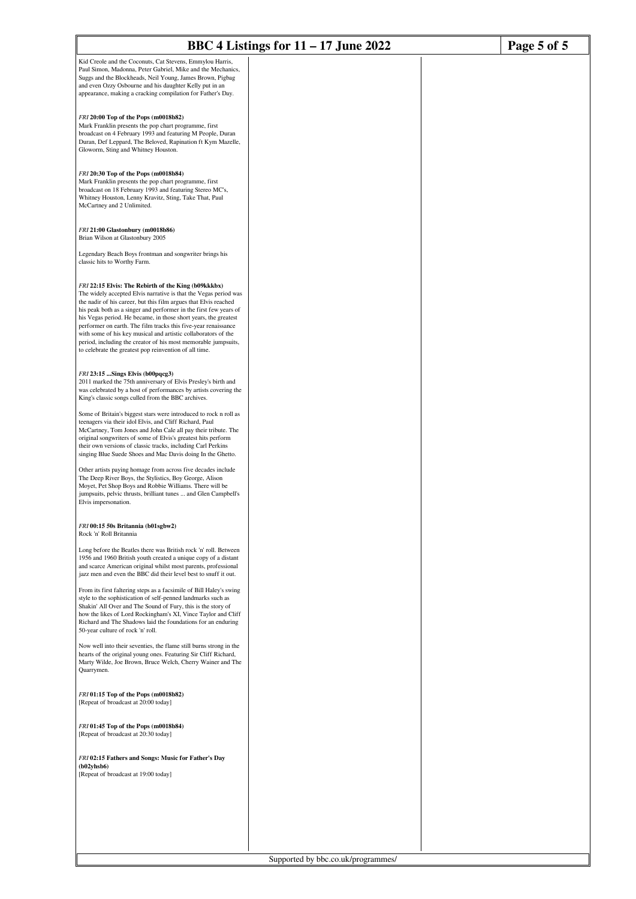Kid Creole and the Coconuts, Cat Stevens, Emmylou Harris, Paul Simon, Madonna, Peter Gabriel, Mike and the Mechanics, Suggs and the Blockheads, Neil Young, James Brown, Pigbag and even Ozzy Osbourne and his daughter Kelly put in an appearance, making a cracking compilation for Father's Day.

*FRI* **20:00 Top of the Pops (m0018b82)**
Mark Franklin presents the pop chart programme, first broadcast on 4 February 1993 and featuring M People, Duran Duran, Def Leppard, The Beloved, Rapination ft Kym Mazelle, Gloworm, Sting and Whitney Houston.

*FRI* **20:30 Top of the Pops (m0018b84)**
Mark Franklin presents the pop chart programme, first broadcast on 18 February 1993 and featuring Stereo MC's, Whitney Houston, Lenny Kravitz, Sting, Take That, Paul McCartney and 2 Unlimited.

*FRI* **21:00 Glastonbury (m0018b86)**
Brian Wilson at Glastonbury 2005

Legendary Beach Boys frontman and songwriter brings his classic hits to Worthy Farm.

*FRI* **22:15 Elvis: The Rebirth of the King (b09kkkbx)**
The widely accepted Elvis narrative is that the Vegas period was the nadir of his career, but this film argues that Elvis reached his peak both as a singer and performer in the first few years of his Vegas period. He became, in those short years, the greatest performer on earth. The film tracks this five-year renaissance with some of his key musical and artistic collaborators of the period, including the creator of his most memorable jumpsuits, to celebrate the greatest pop reinvention of all time.

*FRI* **23:15 ...Sings Elvis (b00pqcg3)**
2011 marked the 75th anniversary of Elvis Presley's birth and was celebrated by a host of performances by artists covering the King's classic songs culled from the BBC archives.

Some of Britain's biggest stars were introduced to rock n roll as teenagers via their idol Elvis, and Cliff Richard, Paul McCartney, Tom Jones and John Cale all pay their tribute. The original songwriters of some of Elvis's greatest hits perform their own versions of classic tracks, including Carl Perkins singing Blue Suede Shoes and Mac Davis doing In the Ghetto.

Other artists paying homage from across five decades include The Deep River Boys, the Stylistics, Boy George, Alison Moyet, Pet Shop Boys and Robbie Williams. There will be jumpsuits, pelvic thrusts, brilliant tunes ... and Glen Campbell's Elvis impersonation.

*FRI* **00:15 50s Britannia (b01sgbw2)**
Rock 'n' Roll Britannia

Long before the Beatles there was British rock 'n' roll. Between 1956 and 1960 British youth created a unique copy of a distant and scarce American original whilst most parents, professional jazz men and even the BBC did their level best to snuff it out.

From its first faltering steps as a facsimile of Bill Haley's swing style to the sophistication of self-penned landmarks such as Shakin' All Over and The Sound of Fury, this is the story of how the likes of Lord Rockingham's XI, Vince Taylor and Cliff Richard and The Shadows laid the foundations for an enduring 50-year culture of rock 'n' roll.

Now well into their seventies, the flame still burns strong in the hearts of the original young ones. Featuring Sir Cliff Richard, Marty Wilde, Joe Brown, Bruce Welch, Cherry Wainer and The Quarrymen.

*FRI* **01:15 Top of the Pops (m0018b82)**
[Repeat of broadcast at 20:00 today]

*FRI* **01:45 Top of the Pops (m0018b84)**
[Repeat of broadcast at 20:30 today]

*FRI* **02:15 Fathers and Songs: Music for Father's Day (b02yhsb6)**
[Repeat of broadcast at 19:00 today]